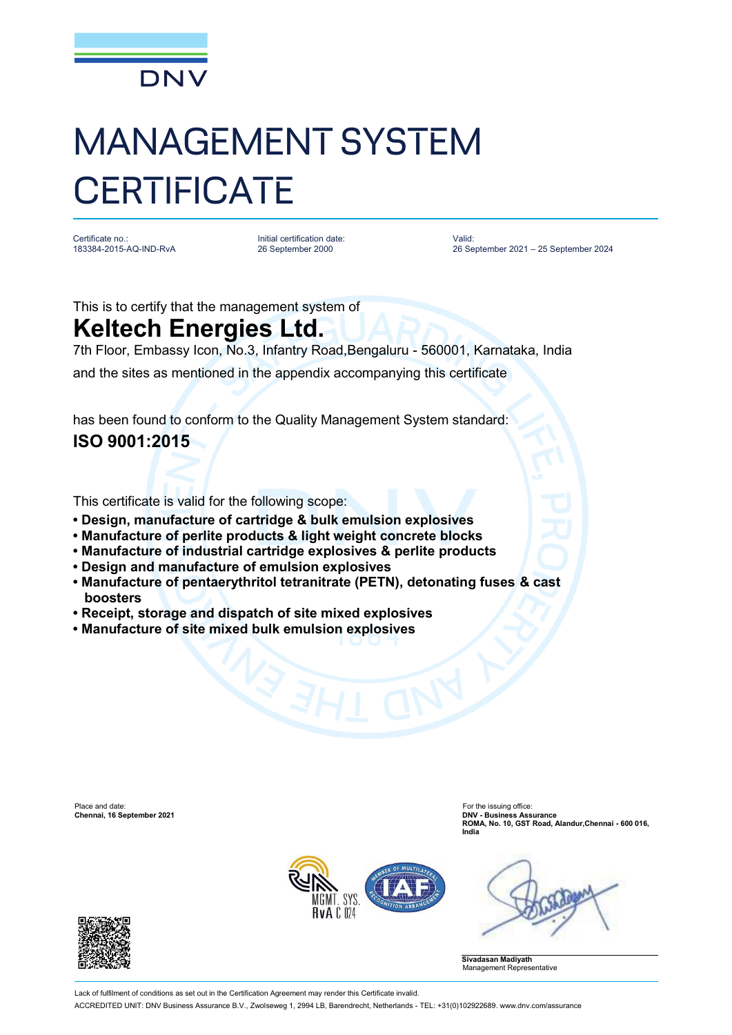DNV

# MANAGEMENT SYSTEM CERTIFICATE

| Certificate no.: | Initial certification date: | Valid: |
|---|---|---|
| 183384-2015-AQ-IND-RvA | 26 September 2000 | 26 September 2021 – 25 September 2024 |

This is to certify that the management system of

## Keltech Energies Ltd.

7th Floor, Embassy Icon, No.3, Infantry Road,Bengaluru - 560001, Karnataka, India

and the sites as mentioned in the appendix accompanying this certificate

has been found to conform to the Quality Management System standard:

## ISO 9001:2015

This certificate is valid for the following scope:

- **Design, manufacture of cartridge & bulk emulsion explosives**
- **Manufacture of perlite products & light weight concrete blocks**
- **Manufacture of industrial cartridge explosives & perlite products**
- **Design and manufacture of emulsion explosives**
- **Manufacture of pentaerythritol tetranitrate (PETN), detonating fuses & cast boosters**
- **Receipt, storage and dispatch of site mixed explosives**
- **Manufacture of site mixed bulk emulsion explosives**

Place and date:
**Chennai, 16 September 2021**

For the issuing office:
**DNV - Business Assurance**
**ROMA, No. 10, GST Road, Alandur,Chennai - 600 016, India**

MGMT. SYS.
RvA C 024

**Sivadasan Madiyath**
Management Representative

Lack of fulfilment of conditions as set out in the Certification Agreement may render this Certificate invalid.

ACCREDITED UNIT: DNV Business Assurance B.V., Zwolseweg 1, 2994 LB, Barendrecht, Netherlands - TEL: +31(0)102922689. www.dnv.com/assurance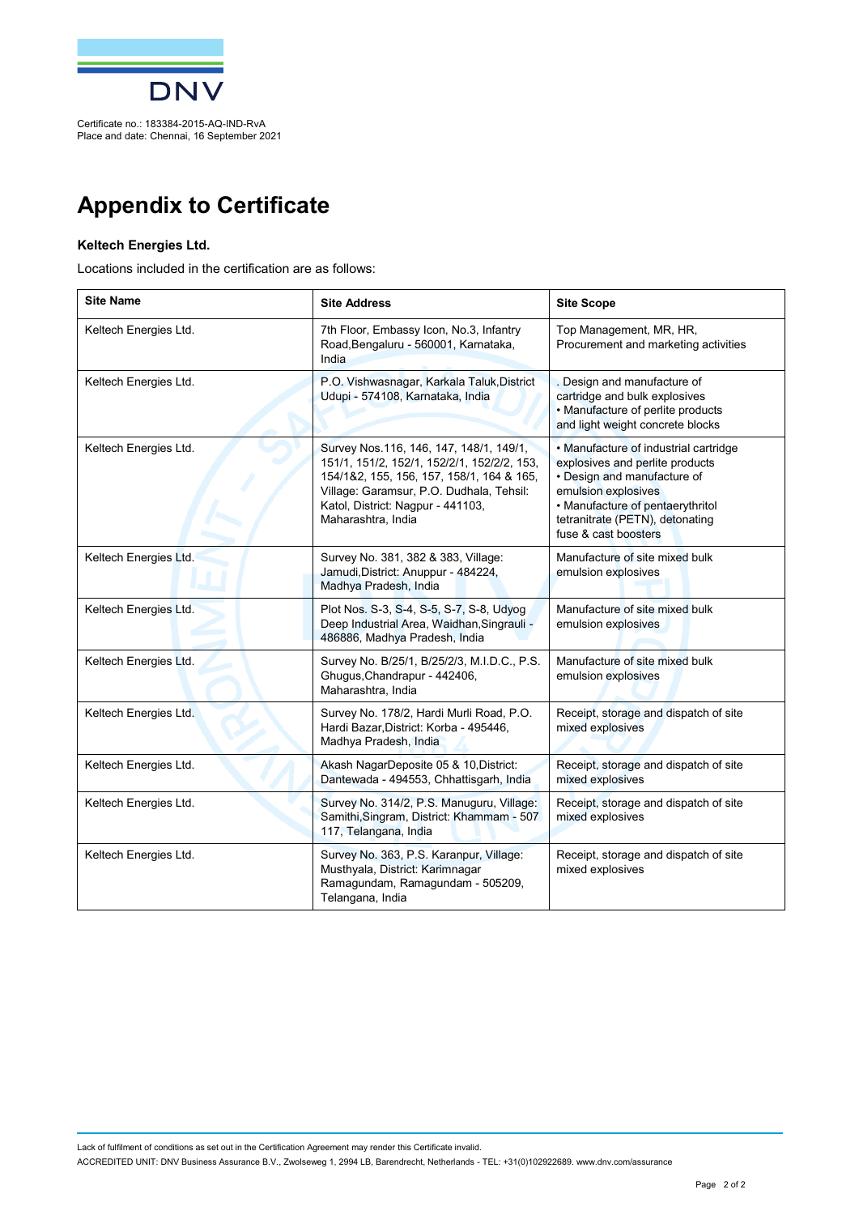DNV

Certificate no.: 183384-2015-AQ-IND-RvA
Place and date: Chennai, 16 September 2021

# Appendix to Certificate

**Keltech Energies Ltd.**

Locations included in the certification are as follows:

| Site Name | Site Address | Site Scope |
|---|---|---|
| Keltech Energies Ltd. | 7th Floor, Embassy Icon, No.3, Infantry Road,Bengaluru - 560001, Karnataka, India | Top Management, MR, HR, Procurement and marketing activities |
| Keltech Energies Ltd. | P.O. Vishwasnagar, Karkala Taluk,District Udupi - 574108, Karnataka, India | . Design and manufacture of cartridge and bulk explosives<br>• Manufacture of perlite products and light weight concrete blocks |
| Keltech Energies Ltd. | Survey Nos.116, 146, 147, 148/1, 149/1, 151/1, 151/2, 152/1, 152/2/1, 152/2/2, 153, 154/1&2, 155, 156, 157, 158/1, 164 & 165, Village: Garamsur, P.O. Dudhala, Tehsil: Katol, District: Nagpur - 441103, Maharashtra, India | • Manufacture of industrial cartridge explosives and perlite products<br>• Design and manufacture of emulsion explosives<br>• Manufacture of pentaerythritol tetranitrate (PETN), detonating fuse & cast boosters |
| Keltech Energies Ltd. | Survey No. 381, 382 & 383, Village: Jamudi,District: Anuppur - 484224, Madhya Pradesh, India | Manufacture of site mixed bulk emulsion explosives |
| Keltech Energies Ltd. | Plot Nos. S-3, S-4, S-5, S-7, S-8, Udyog Deep Industrial Area, Waidhan,Singrauli - 486886, Madhya Pradesh, India | Manufacture of site mixed bulk emulsion explosives |
| Keltech Energies Ltd. | Survey No. B/25/1, B/25/2/3, M.I.D.C., P.S. Ghugus,Chandrapur - 442406, Maharashtra, India | Manufacture of site mixed bulk emulsion explosives |
| Keltech Energies Ltd. | Survey No. 178/2, Hardi Murli Road, P.O. Hardi Bazar,District: Korba - 495446, Madhya Pradesh, India | Receipt, storage and dispatch of site mixed explosives |
| Keltech Energies Ltd. | Akash NagarDeposite 05 & 10,District: Dantewada - 494553, Chhattisgarh, India | Receipt, storage and dispatch of site mixed explosives |
| Keltech Energies Ltd. | Survey No. 314/2, P.S. Manuguru, Village: Samithi,Singram, District: Khammam - 507 117, Telangana, India | Receipt, storage and dispatch of site mixed explosives |
| Keltech Energies Ltd. | Survey No. 363, P.S. Karanpur, Village: Musthyala, District: Karimnagar Ramagundam, Ramagundam - 505209, Telangana, India | Receipt, storage and dispatch of site mixed explosives |

Lack of fulfilment of conditions as set out in the Certification Agreement may render this Certificate invalid.

ACCREDITED UNIT: DNV Business Assurance B.V., Zwolseweg 1, 2994 LB, Barendrecht, Netherlands - TEL: +31(0)102922689. www.dnv.com/assurance